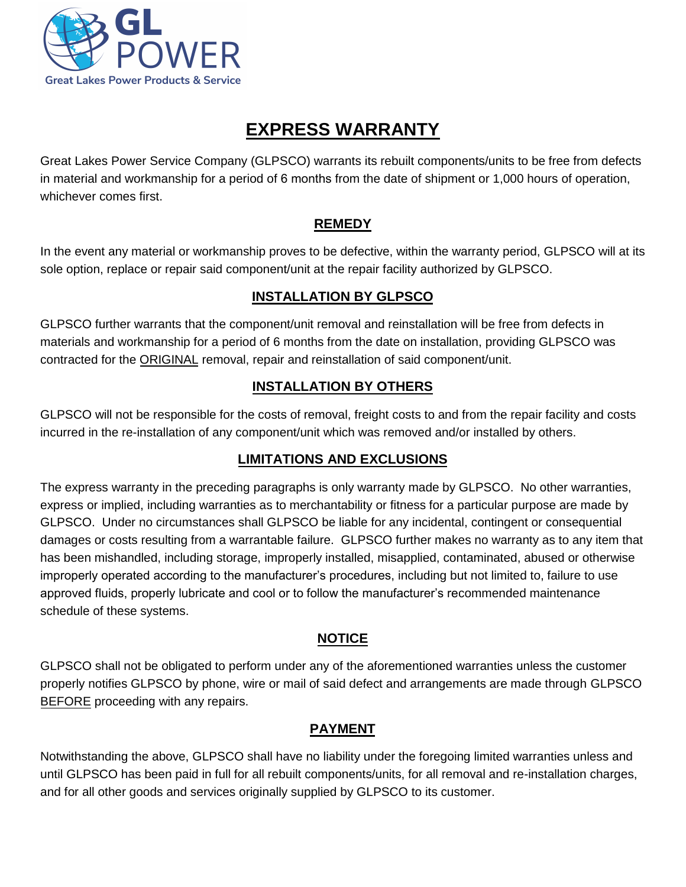GL POWER
Great Lakes Power Products & Service

# EXPRESS WARRANTY

Great Lakes Power Service Company (GLPSCO) warrants its rebuilt components/units to be free from defects in material and workmanship for a period of 6 months from the date of shipment or 1,000 hours of operation, whichever comes first.

## REMEDY

In the event any material or workmanship proves to be defective, within the warranty period, GLPSCO will at its sole option, replace or repair said component/unit at the repair facility authorized by GLPSCO.

## INSTALLATION BY GLPSCO

GLPSCO further warrants that the component/unit removal and reinstallation will be free from defects in materials and workmanship for a period of 6 months from the date on installation, providing GLPSCO was contracted for the ORIGINAL removal, repair and reinstallation of said component/unit.

## INSTALLATION BY OTHERS

GLPSCO will not be responsible for the costs of removal, freight costs to and from the repair facility and costs incurred in the re-installation of any component/unit which was removed and/or installed by others.

## LIMITATIONS AND EXCLUSIONS

The express warranty in the preceding paragraphs is only warranty made by GLPSCO. No other warranties, express or implied, including warranties as to merchantability or fitness for a particular purpose are made by GLPSCO. Under no circumstances shall GLPSCO be liable for any incidental, contingent or consequential damages or costs resulting from a warrantable failure. GLPSCO further makes no warranty as to any item that has been mishandled, including storage, improperly installed, misapplied, contaminated, abused or otherwise improperly operated according to the manufacturer's procedures, including but not limited to, failure to use approved fluids, properly lubricate and cool or to follow the manufacturer's recommended maintenance schedule of these systems.

## NOTICE

GLPSCO shall not be obligated to perform under any of the aforementioned warranties unless the customer properly notifies GLPSCO by phone, wire or mail of said defect and arrangements are made through GLPSCO BEFORE proceeding with any repairs.

## PAYMENT

Notwithstanding the above, GLPSCO shall have no liability under the foregoing limited warranties unless and until GLPSCO has been paid in full for all rebuilt components/units, for all removal and re-installation charges, and for all other goods and services originally supplied by GLPSCO to its customer.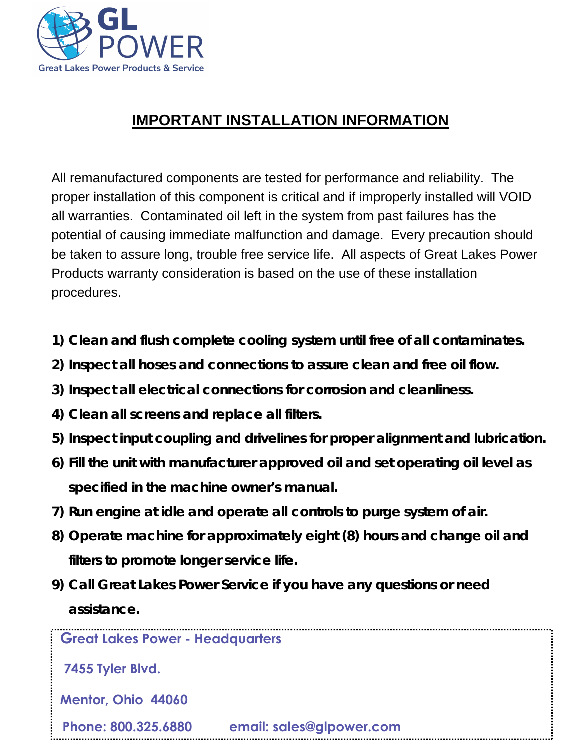GL POWER

Great Lakes Power Products & Service

# IMPORTANT INSTALLATION INFORMATION

All remanufactured components are tested for performance and reliability. The proper installation of this component is critical and if improperly installed will VOID all warranties. Contaminated oil left in the system from past failures has the potential of causing immediate malfunction and damage. Every precaution should be taken to assure long, trouble free service life. All aspects of Great Lakes Power Products warranty consideration is based on the use of these installation procedures.

1) **Clean and flush complete cooling system until free of all contaminates.**
2) **Inspect all hoses and connections to assure clean and free oil flow.**
3) **Inspect all electrical connections for corrosion and cleanliness.**
4) **Clean all screens and replace all filters.**
5) **Inspect input coupling and drivelines for proper alignment and lubrication.**
6) **Fill the unit with manufacturer approved oil and set operating oil level as specified in the machine owner's manual.**
7) **Run engine at idle and operate all controls to purge system of air.**
8) **Operate machine for approximately eight (8) hours and change oil and filters to promote longer service life.**
9) **Call Great Lakes Power Service if you have any questions or need assistance.**

**Great Lakes Power - Headquarters**

**7455 Tyler Blvd.**

**Mentor, Ohio 44060**

**Phone: 800.325.6880** **email: sales@glpower.com**